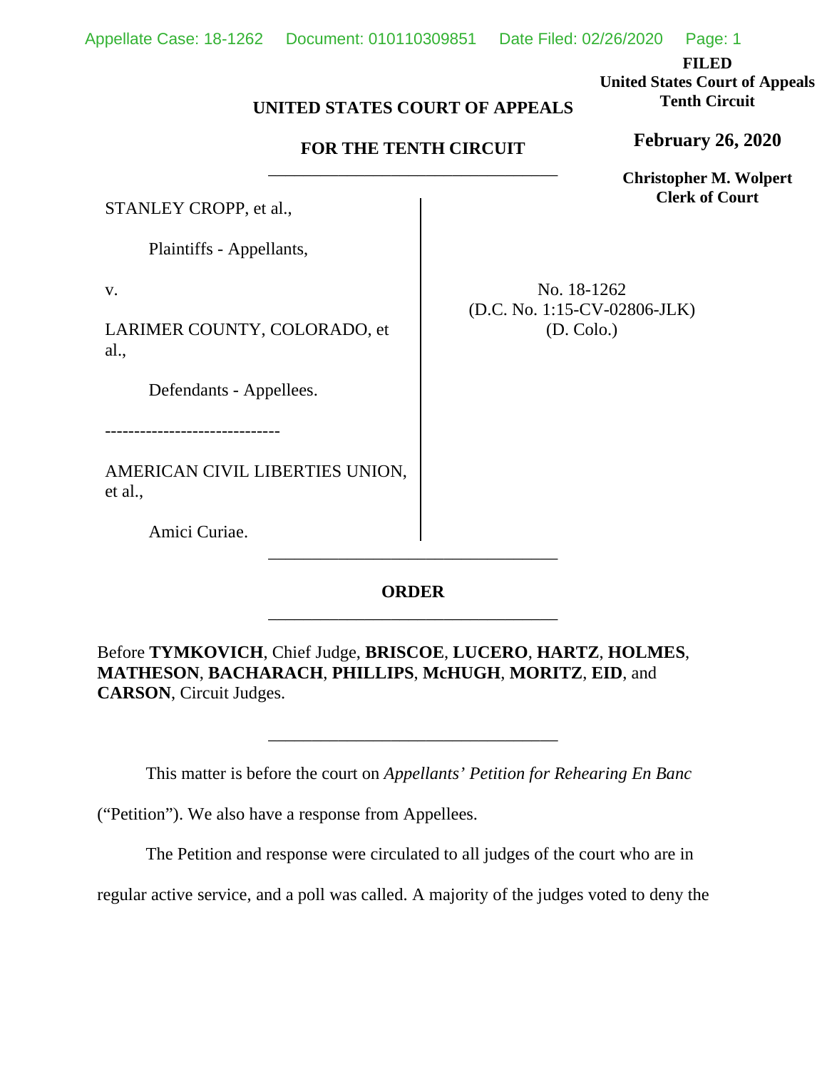**FILED**
**United States Court of Appeals**
**Tenth Circuit**

**February 26, 2020**

**Christopher M. Wolpert**
**Clerk of Court**

**UNITED STATES COURT OF APPEALS**

**FOR THE TENTH CIRCUIT**

---

STANLEY CROPP, et al.,

Plaintiffs - Appellants,

v.

LARIMER COUNTY, COLORADO, et al.,

Defendants - Appellees.

------------------------------

AMERICAN CIVIL LIBERTIES UNION, et al.,

Amici Curiae.

No. 18-1262
(D.C. No. 1:15-CV-02806-JLK)
(D. Colo.)

---

**ORDER**

---

Before **TYMKOVICH**, Chief Judge, **BRISCOE**, **LUCERO**, **HARTZ**, **HOLMES**, **MATHESON**, **BACHARACH**, **PHILLIPS**, **McHUGH**, **MORITZ**, **EID**, and **CARSON**, Circuit Judges.

---

This matter is before the court on *Appellants' Petition for Rehearing En Banc* ("Petition"). We also have a response from Appellees.

The Petition and response were circulated to all judges of the court who are in regular active service, and a poll was called. A majority of the judges voted to deny the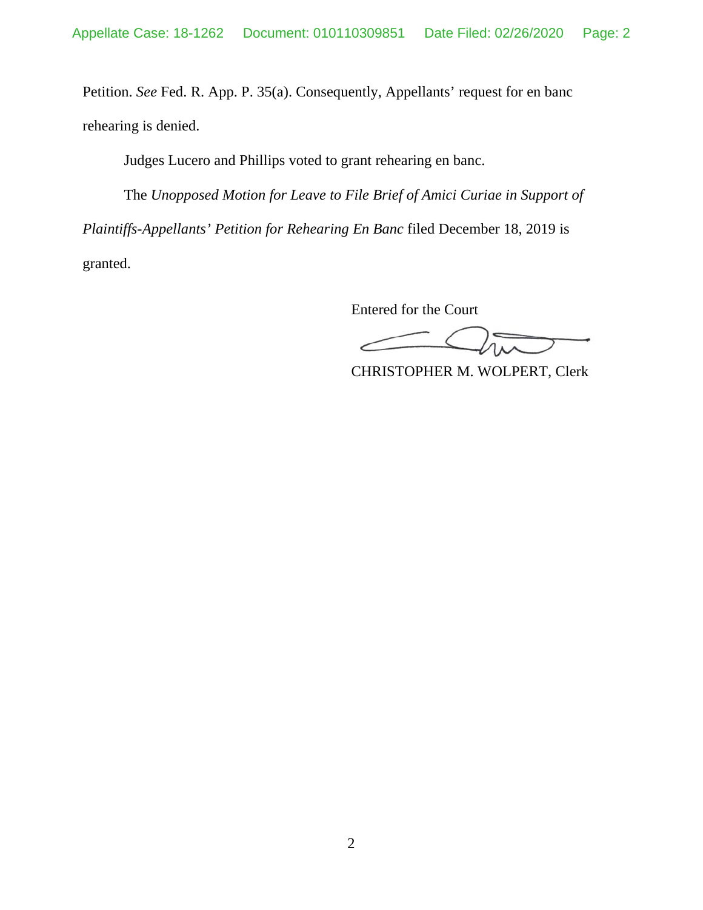Petition. *See* Fed. R. App. P. 35(a). Consequently, Appellants' request for en banc rehearing is denied.

Judges Lucero and Phillips voted to grant rehearing en banc.

The *Unopposed Motion for Leave to File Brief of Amici Curiae in Support of Plaintiffs-Appellants' Petition for Rehearing En Banc* filed December 18, 2019 is granted.

Entered for the Court

CHRISTOPHER M. WOLPERT, Clerk